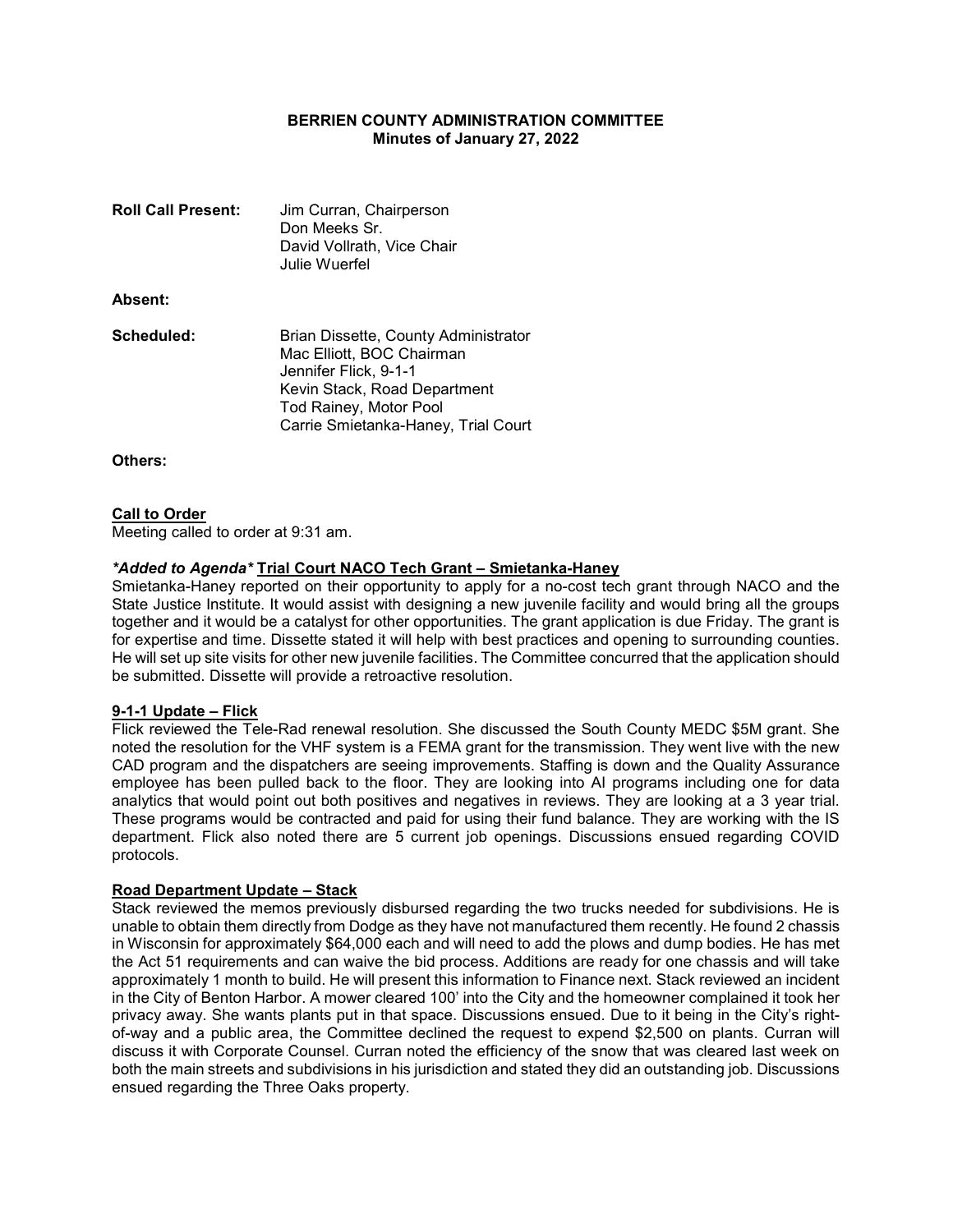# BERRIEN COUNTY ADMINISTRATION COMMITTEE
## Minutes of January 27, 2022

**Roll Call Present:** Jim Curran, Chairperson
Don Meeks Sr.
David Vollrath, Vice Chair
Julie Wuerfel

**Absent:**

**Scheduled:** Brian Dissette, County Administrator
Mac Elliott, BOC Chairman
Jennifer Flick, 9-1-1
Kevin Stack, Road Department
Tod Rainey, Motor Pool
Carrie Smietanka-Haney, Trial Court

**Others:**

**Call to Order**

Meeting called to order at 9:31 am.

***Added to Agenda* Trial Court NACO Tech Grant – Smietanka-Haney**

Smietanka-Haney reported on their opportunity to apply for a no-cost tech grant through NACO and the State Justice Institute. It would assist with designing a new juvenile facility and would bring all the groups together and it would be a catalyst for other opportunities. The grant application is due Friday. The grant is for expertise and time. Dissette stated it will help with best practices and opening to surrounding counties. He will set up site visits for other new juvenile facilities. The Committee concurred that the application should be submitted. Dissette will provide a retroactive resolution.

**9-1-1 Update – Flick**

Flick reviewed the Tele-Rad renewal resolution. She discussed the South County MEDC $5M grant. She noted the resolution for the VHF system is a FEMA grant for the transmission. They went live with the new CAD program and the dispatchers are seeing improvements. Staffing is down and the Quality Assurance employee has been pulled back to the floor. They are looking into AI programs including one for data analytics that would point out both positives and negatives in reviews. They are looking at a 3 year trial. These programs would be contracted and paid for using their fund balance. They are working with the IS department. Flick also noted there are 5 current job openings. Discussions ensued regarding COVID protocols.

**Road Department Update – Stack**

Stack reviewed the memos previously disbursed regarding the two trucks needed for subdivisions. He is unable to obtain them directly from Dodge as they have not manufactured them recently. He found 2 chassis in Wisconsin for approximately $64,000 each and will need to add the plows and dump bodies. He has met the Act 51 requirements and can waive the bid process. Additions are ready for one chassis and will take approximately 1 month to build. He will present this information to Finance next. Stack reviewed an incident in the City of Benton Harbor. A mower cleared 100' into the City and the homeowner complained it took her privacy away. She wants plants put in that space. Discussions ensued. Due to it being in the City's right-of-way and a public area, the Committee declined the request to expend $2,500 on plants. Curran will discuss it with Corporate Counsel. Curran noted the efficiency of the snow that was cleared last week on both the main streets and subdivisions in his jurisdiction and stated they did an outstanding job. Discussions ensued regarding the Three Oaks property.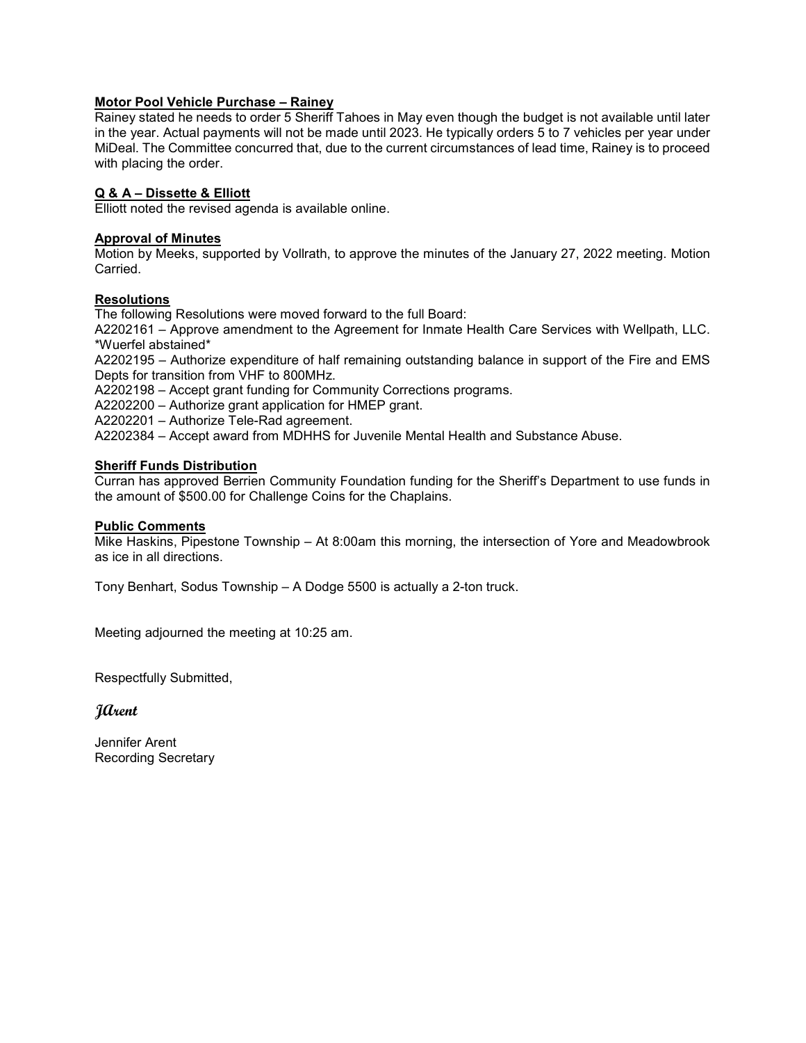**Motor Pool Vehicle Purchase – Rainey**

Rainey stated he needs to order 5 Sheriff Tahoes in May even though the budget is not available until later in the year. Actual payments will not be made until 2023. He typically orders 5 to 7 vehicles per year under MiDeal. The Committee concurred that, due to the current circumstances of lead time, Rainey is to proceed with placing the order.

**Q & A – Dissette & Elliott**

Elliott noted the revised agenda is available online.

**Approval of Minutes**

Motion by Meeks, supported by Vollrath, to approve the minutes of the January 27, 2022 meeting. Motion Carried.

**Resolutions**

The following Resolutions were moved forward to the full Board:

A2202161 – Approve amendment to the Agreement for Inmate Health Care Services with Wellpath, LLC. *Wuerfel abstained*

A2202195 – Authorize expenditure of half remaining outstanding balance in support of the Fire and EMS Depts for transition from VHF to 800MHz.

A2202198 – Accept grant funding for Community Corrections programs.

A2202200 – Authorize grant application for HMEP grant.

A2202201 – Authorize Tele-Rad agreement.

A2202384 – Accept award from MDHHS for Juvenile Mental Health and Substance Abuse.

**Sheriff Funds Distribution**

Curran has approved Berrien Community Foundation funding for the Sheriff's Department to use funds in the amount of $500.00 for Challenge Coins for the Chaplains.

**Public Comments**

Mike Haskins, Pipestone Township – At 8:00am this morning, the intersection of Yore and Meadowbrook as ice in all directions.

Tony Benhart, Sodus Township – A Dodge 5500 is actually a 2-ton truck.

Meeting adjourned the meeting at 10:25 am.

Respectfully Submitted,

*JArent*

Jennifer Arent
Recording Secretary